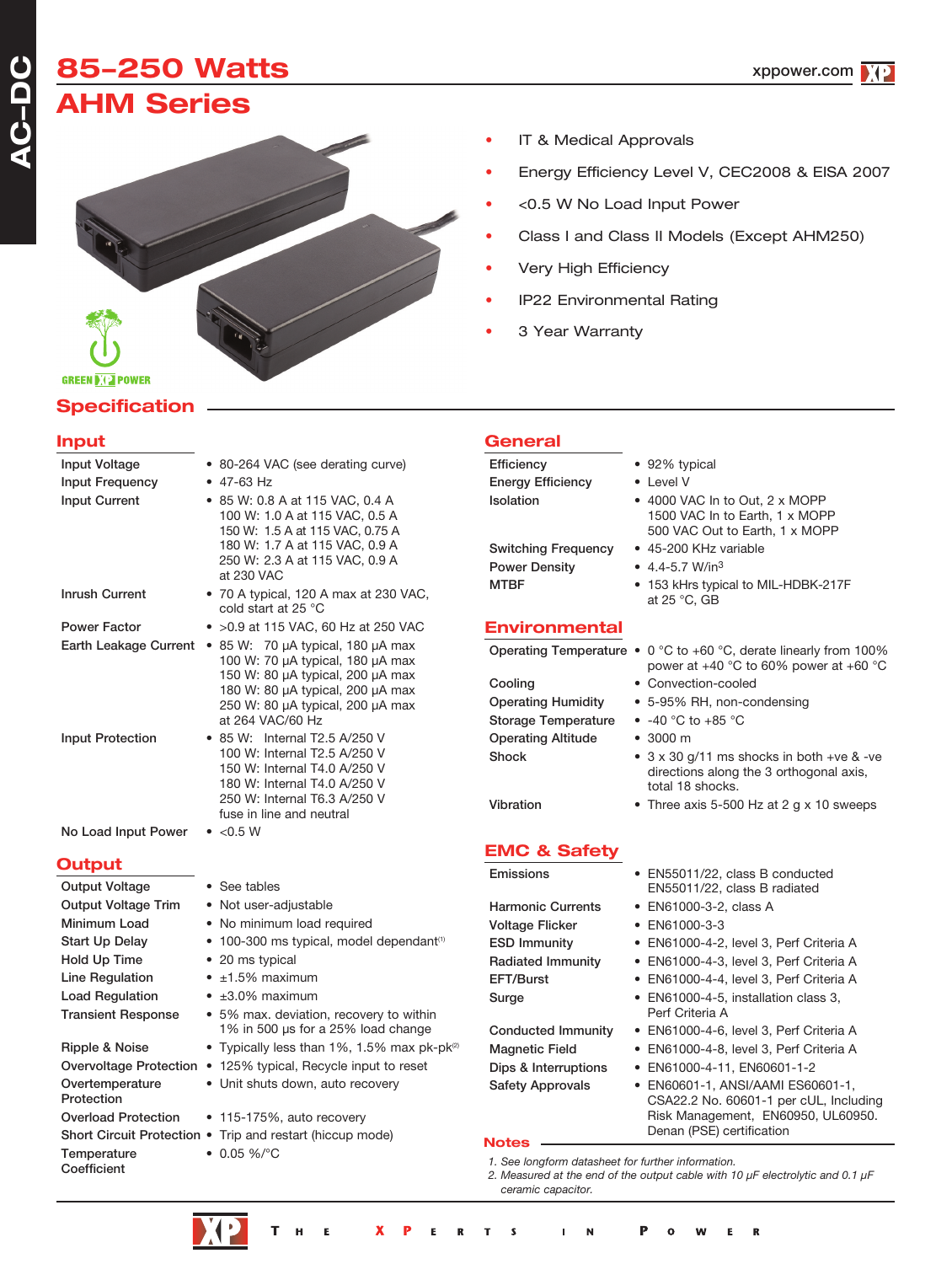# 85-250 Watts

# AHM Series

- IT & Medical Approvals
- Energy Efficiency Level V, CEC2008 & EISA 2007
- <0.5 W No Load Input Power
- Class I and Class II Models (Except AHM250)
- Very High Efficiency
- IP22 Environmental Rating
- 3 Year Warranty

GREEN XP POWER

## Specification

### Input

| | |
|---|---|
| Input Voltage | • 80-264 VAC (see derating curve) |
| Input Frequency | • 47-63 Hz |
| Input Current | • 85 W: 0.8 A at 115 VAC, 0.4 A<br>100 W: 1.0 A at 115 VAC, 0.5 A<br>150 W: 1.5 A at 115 VAC, 0.75 A<br>180 W: 1.7 A at 115 VAC, 0.9 A<br>250 W: 2.3 A at 115 VAC, 0.9 A<br>at 230 VAC |
| Inrush Current | • 70 A typical, 120 A max at 230 VAC, cold start at 25 °C |
| Power Factor | • >0.9 at 115 VAC, 60 Hz at 250 VAC |
| Earth Leakage Current | • 85 W: 70 µA typical, 180 µA max<br>100 W: 70 µA typical, 180 µA max<br>150 W: 80 µA typical, 200 µA max<br>180 W: 80 µA typical, 200 µA max<br>250 W: 80 µA typical, 200 µA max<br>at 264 VAC/60 Hz |
| Input Protection | • 85 W: Internal T2.5 A/250 V<br>100 W: Internal T2.5 A/250 V<br>150 W: Internal T4.0 A/250 V<br>180 W: Internal T4.0 A/250 V<br>250 W: Internal T6.3 A/250 V<br>fuse in line and neutral |
| No Load Input Power | • <0.5 W |

### Output

| | |
|---|---|
| Output Voltage | • See tables |
| Output Voltage Trim | • Not user-adjustable |
| Minimum Load | • No minimum load required |
| Start Up Delay | • 100-300 ms typical, model dependant[1] |
| Hold Up Time | • 20 ms typical |
| Line Regulation | • ±1.5% maximum |
| Load Regulation | • ±3.0% maximum |
| Transient Response | • 5% max. deviation, recovery to within 1% in 500 µs for a 25% load change |
| Ripple & Noise | • Typically less than 1%, 1.5% max pk-pk[2] |
| Overvoltage Protection | • 125% typical, Recycle input to reset |
| Overtemperature Protection | • Unit shuts down, auto recovery |
| Overload Protection | • 115-175%, auto recovery |
| Short Circuit Protection | • Trip and restart (hiccup mode) |
| Temperature Coefficient | • 0.05 %/°C |

### General

| | |
|---|---|
| Efficiency | • 92% typical |
| Energy Efficiency | • Level V |
| Isolation | • 4000 VAC In to Out, 2 x MOPP<br>1500 VAC In to Earth, 1 x MOPP<br>500 VAC Out to Earth, 1 x MOPP |
| Switching Frequency | • 45-200 KHz variable |
| Power Density | • 4.4-5.7 W/in$^3$ |
| MTBF | • 153 kHrs typical to MIL-HDBK-217F at 25 °C, GB |

### Environmental

| | |
|---|---|
| Operating Temperature | • 0 °C to +60 °C, derate linearly from 100% power at +40 °C to 60% power at +60 °C |
| Cooling | • Convection-cooled |
| Operating Humidity | • 5-95% RH, non-condensing |
| Storage Temperature | • -40 °C to +85 °C |
| Operating Altitude | • 3000 m |
| Shock | • 3 x 30 g/11 ms shocks in both +ve & -ve directions along the 3 orthogonal axis, total 18 shocks. |
| Vibration | • Three axis 5-500 Hz at 2 g x 10 sweeps |

### EMC & Safety

| | |
|---|---|
| Emissions | • EN55011/22, class B conducted<br>EN55011/22, class B radiated |
| Harmonic Currents | • EN61000-3-2, class A |
| Voltage Flicker | • EN61000-3-3 |
| ESD Immunity | • EN61000-4-2, level 3, Perf Criteria A |
| Radiated Immunity | • EN61000-4-3, level 3, Perf Criteria A |
| EFT/Burst | • EN61000-4-4, level 3, Perf Criteria A |
| Surge | • EN61000-4-5, installation class 3, Perf Criteria A |
| Conducted Immunity | • EN61000-4-6, level 3, Perf Criteria A |
| Magnetic Field | • EN61000-4-8, level 3, Perf Criteria A |
| Dips & Interruptions | • EN61000-4-11, EN60601-1-2 |
| Safety Approvals | • EN60601-1, ANSI/AAMI ES60601-1, CSA22.2 No. 60601-1 per cUL, Including Risk Management, EN60950, UL60950. Denan (PSE) certification |

### Notes

1. *See longform datasheet for further information.*
2. *Measured at the end of the output cable with 10 µF electrolytic and 0.1 µF ceramic capacitor.*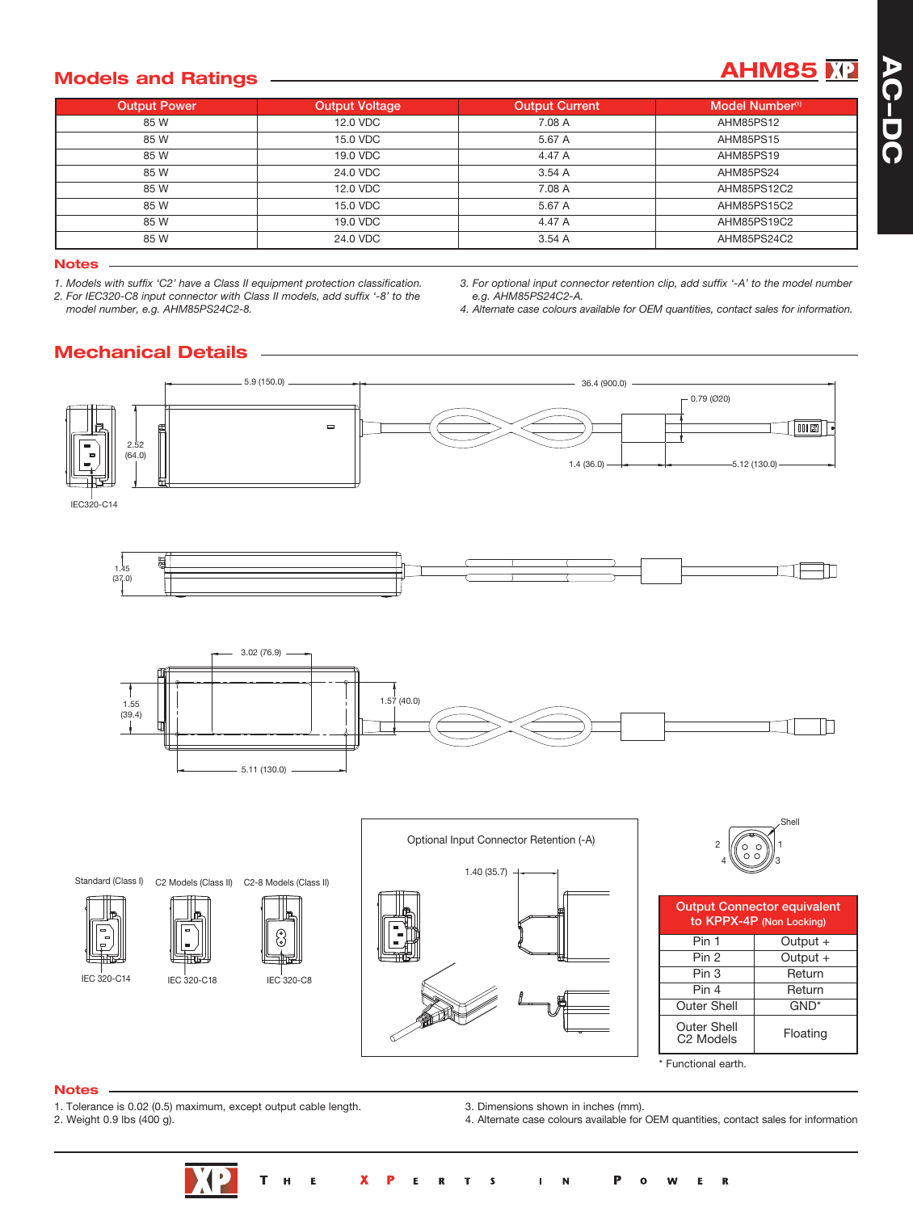## Models and Ratings

# AHM85

| Output Power | Output Voltage | Output Current | Model Number[1] |
|---|---|---|---|
| 85 W | 12.0 VDC | 7.08 A | AHM85PS12 |
| 85 W | 15.0 VDC | 5.67 A | AHM85PS15 |
| 85 W | 19.0 VDC | 4.47 A | AHM85PS19 |
| 85 W | 24.0 VDC | 3.54 A | AHM85PS24 |
| 85 W | 12.0 VDC | 7.08 A | AHM85PS12C2 |
| 85 W | 15.0 VDC | 5.67 A | AHM85PS15C2 |
| 85 W | 19.0 VDC | 4.47 A | AHM85PS19C2 |
| 85 W | 24.0 VDC | 3.54 A | AHM85PS24C2 |

### Notes

*1. Models with suffix 'C2' have a Class II equipment protection classification.*
*2. For IEC320-C8 input connector with Class II models, add suffix '-8' to the model number, e.g. AHM85PS24C2-8.*
*3. For optional input connector retention clip, add suffix '-A' to the model number e.g. AHM85PS24C2-A.*
*4. Alternate case colours available for OEM quantities, contact sales for information.*

## Mechanical Details

5.9 (150.0) 36.4 (900.0) 0.79 (Ø20) 2.52 (64.0) 1.4 (36.0) 5.12 (130.0) IEC320-C14

1.45 (37.0)

3.02 (76.9) 1.55 (39.4) 1.57 (40.0) 5.11 (130.0)

Standard (Class I) — IEC 320-C14
C2 Models (Class II) — IEC 320-C18
C2-8 Models (Class II) — IEC 320-C8

Optional Input Connector Retention (-A)
1.40 (35.7)

Shell 1 2 3 4

| Output Connector equivalent to KPPX-4P (Non Locking) | |
|---|---|
| Pin 1 | Output + |
| Pin 2 | Output + |
| Pin 3 | Return |
| Pin 4 | Return |
| Outer Shell | GND* |
| Outer Shell C2 Models | Floating |

\* Functional earth.

### Notes

1. Tolerance is 0.02 (0.5) maximum, except output cable length.
2. Weight 0.9 lbs (400 g).
3. Dimensions shown in inches (mm).
4. Alternate case colours available for OEM quantities, contact sales for information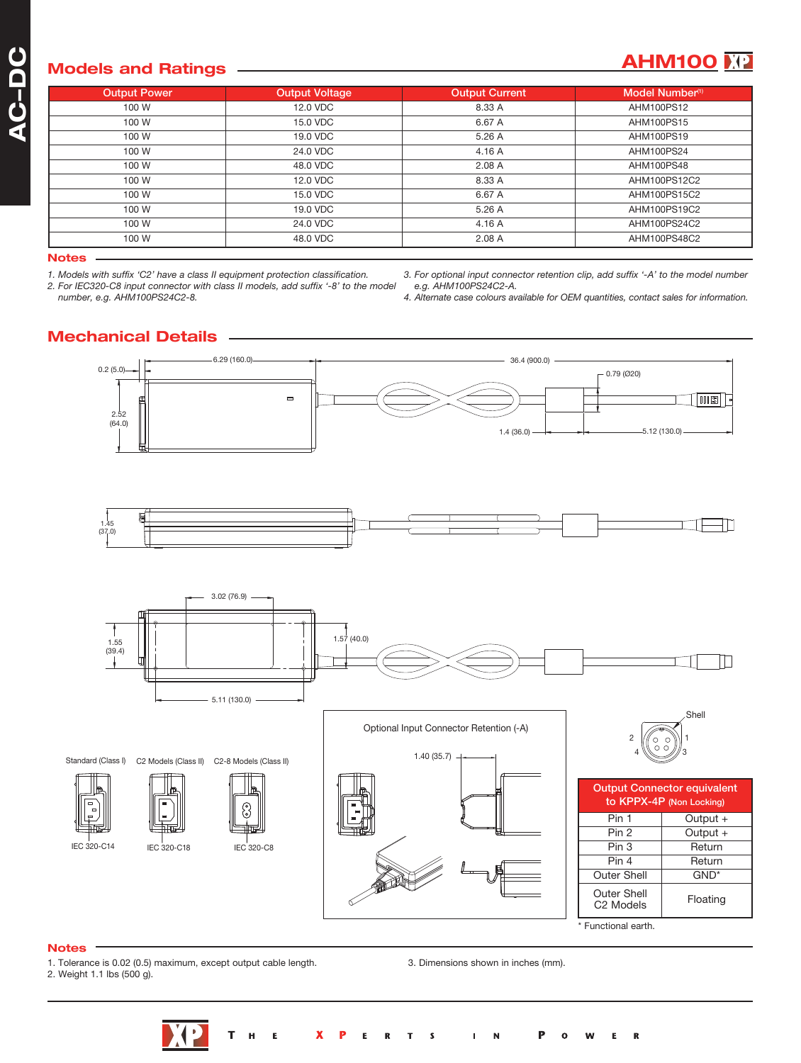## Models and Ratings

**AHM100**

| Output Power | Output Voltage | Output Current | Model Number[1] |
|---|---|---|---|
| 100 W | 12.0 VDC | 8.33 A | AHM100PS12 |
| 100 W | 15.0 VDC | 6.67 A | AHM100PS15 |
| 100 W | 19.0 VDC | 5.26 A | AHM100PS19 |
| 100 W | 24.0 VDC | 4.16 A | AHM100PS24 |
| 100 W | 48.0 VDC | 2.08 A | AHM100PS48 |
| 100 W | 12.0 VDC | 8.33 A | AHM100PS12C2 |
| 100 W | 15.0 VDC | 6.67 A | AHM100PS15C2 |
| 100 W | 19.0 VDC | 5.26 A | AHM100PS19C2 |
| 100 W | 24.0 VDC | 4.16 A | AHM100PS24C2 |
| 100 W | 48.0 VDC | 2.08 A | AHM100PS48C2 |

### Notes

*1. Models with suffix 'C2' have a class II equipment protection classification.*
*2. For IEC320-C8 input connector with class II models, add suffix '-8' to the model number, e.g. AHM100PS24C2-8.*
*3. For optional input connector retention clip, add suffix '-A' to the model number e.g. AHM100PS24C2-A.*
*4. Alternate case colours available for OEM quantities, contact sales for information.*

## Mechanical Details

0.2 (5.0) | 6.29 (160.0) | 36.4 (900.0) | 0.79 (Ø20) | 2.52 (64.0) | 1.4 (36.0) | 5.12 (130.0)

1.45 (37.0)

3.02 (76.9) | 1.55 (39.4) | 1.57 (40.0) | 5.11 (130.0)

Standard (Class I) — IEC 320-C14
C2 Models (Class II) — IEC 320-C18
C2-8 Models (Class II) — IEC 320-C8

Optional Input Connector Retention (-A)

1.40 (35.7)

Shell, 1, 2, 3, 4

| Output Connector equivalent to KPPX-4P (Non Locking) | |
|---|---|
| Pin 1 | Output + |
| Pin 2 | Output + |
| Pin 3 | Return |
| Pin 4 | Return |
| Outer Shell | GND* |
| Outer Shell C2 Models | Floating |

\* Functional earth.

### Notes

1. Tolerance is 0.02 (0.5) maximum, except output cable length.
2. Weight 1.1 lbs (500 g).
3. Dimensions shown in inches (mm).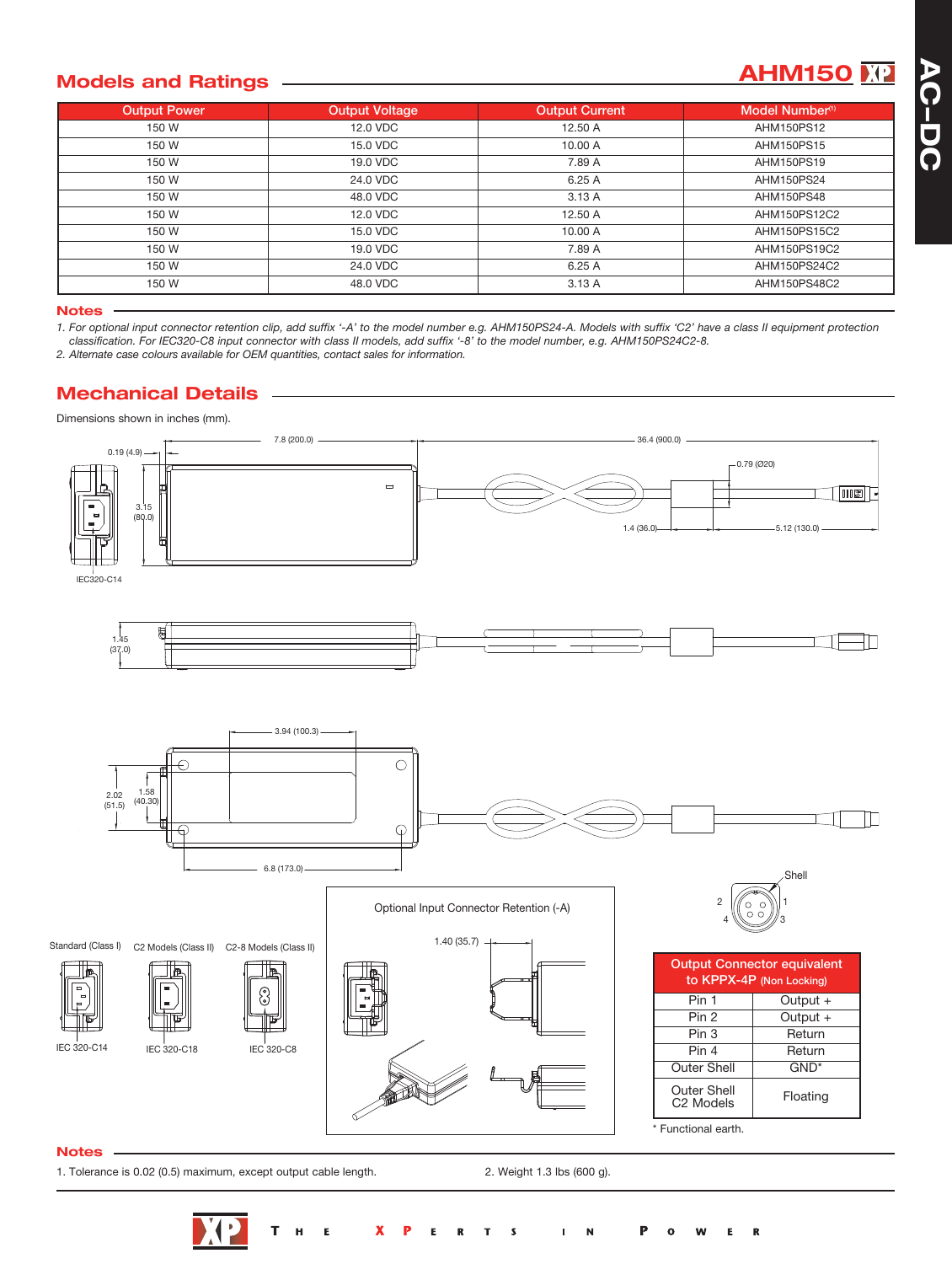## Models and Ratings

# AHM150

| Output Power | Output Voltage | Output Current | Model Number[1] |
|---|---|---|---|
| 150 W | 12.0 VDC | 12.50 A | AHM150PS12 |
| 150 W | 15.0 VDC | 10.00 A | AHM150PS15 |
| 150 W | 19.0 VDC | 7.89 A | AHM150PS19 |
| 150 W | 24.0 VDC | 6.25 A | AHM150PS24 |
| 150 W | 48.0 VDC | 3.13 A | AHM150PS48 |
| 150 W | 12.0 VDC | 12.50 A | AHM150PS12C2 |
| 150 W | 15.0 VDC | 10.00 A | AHM150PS15C2 |
| 150 W | 19.0 VDC | 7.89 A | AHM150PS19C2 |
| 150 W | 24.0 VDC | 6.25 A | AHM150PS24C2 |
| 150 W | 48.0 VDC | 3.13 A | AHM150PS48C2 |

### Notes

*1. For optional input connector retention clip, add suffix '-A' to the model number e.g. AHM150PS24-A. Models with suffix 'C2' have a class II equipment protection classification. For IEC320-C8 input connector with class II models, add suffix '-8' to the model number, e.g. AHM150PS24C2-8.*

*2. Alternate case colours available for OEM quantities, contact sales for information.*

## Mechanical Details

Dimensions shown in inches (mm).

7.8 (200.0) 36.4 (900.0) 0.19 (4.9) 0.79 (Ø20) 3.15 (80.0) 1.4 (36.0) 5.12 (130.0) IEC320-C14

1.45 (37.0)

3.94 (100.3) 2.02 (51.5) 1.58 (40.30) 6.8 (173.0)

Standard (Class I) C2 Models (Class II) C2-8 Models (Class II)

IEC 320-C14 IEC 320-C18 IEC 320-C8

Optional Input Connector Retention (-A)

1.40 (35.7)

Shell 2 1 4 3

| Output Connector equivalent to KPPX-4P (Non Locking) | |
|---|---|
| Pin 1 | Output + |
| Pin 2 | Output + |
| Pin 3 | Return |
| Pin 4 | Return |
| Outer Shell | GND* |
| Outer Shell C2 Models | Floating |

\* Functional earth.

### Notes

1. Tolerance is 0.02 (0.5) maximum, except output cable length.

2. Weight 1.3 lbs (600 g).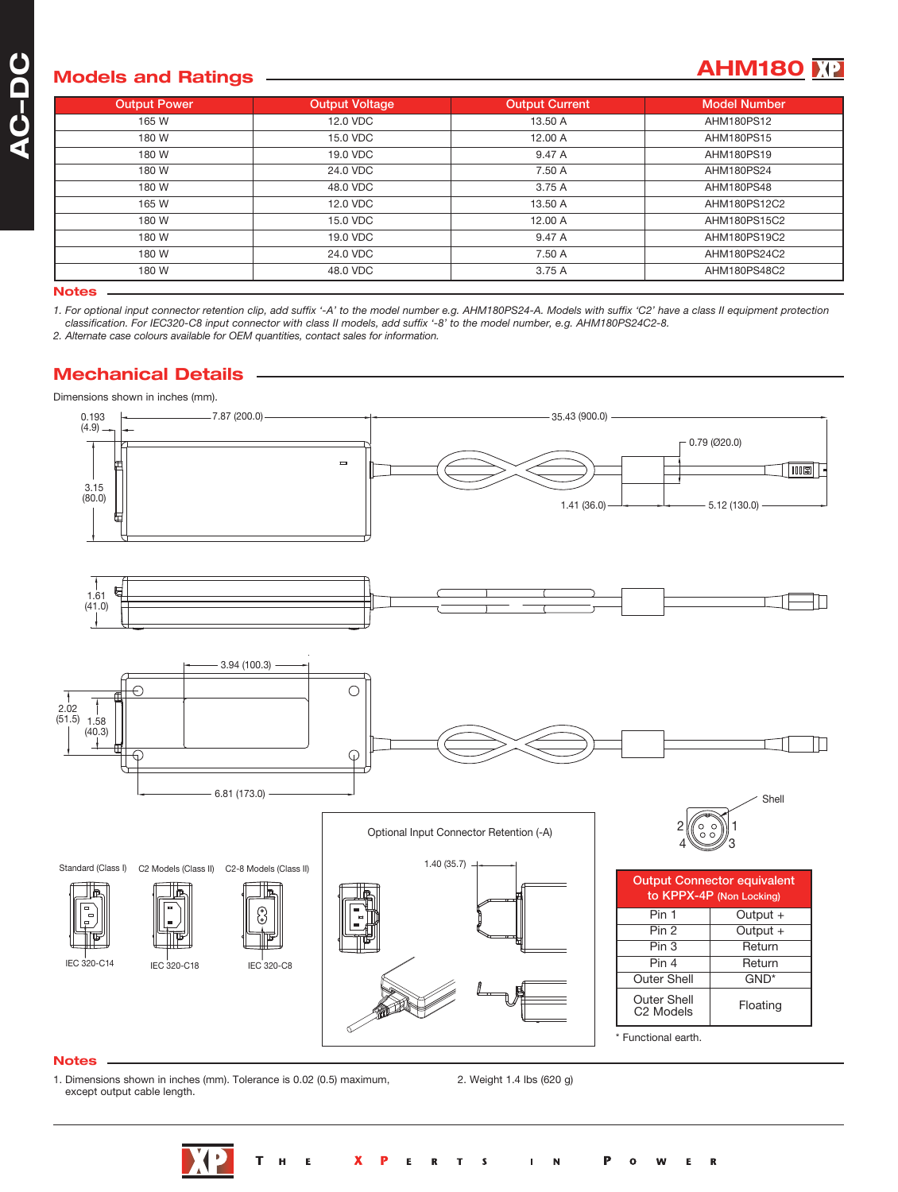## Models and Ratings

**AHM180**

| Output Power | Output Voltage | Output Current | Model Number |
|---|---|---|---|
| 165 W | 12.0 VDC | 13.50 A | AHM180PS12 |
| 180 W | 15.0 VDC | 12.00 A | AHM180PS15 |
| 180 W | 19.0 VDC | 9.47 A | AHM180PS19 |
| 180 W | 24.0 VDC | 7.50 A | AHM180PS24 |
| 180 W | 48.0 VDC | 3.75 A | AHM180PS48 |
| 165 W | 12.0 VDC | 13.50 A | AHM180PS12C2 |
| 180 W | 15.0 VDC | 12.00 A | AHM180PS15C2 |
| 180 W | 19.0 VDC | 9.47 A | AHM180PS19C2 |
| 180 W | 24.0 VDC | 7.50 A | AHM180PS24C2 |
| 180 W | 48.0 VDC | 3.75 A | AHM180PS48C2 |

### Notes

1. *For optional input connector retention clip, add suffix '-A' to the model number e.g. AHM180PS24-A. Models with suffix 'C2' have a class II equipment protection classification. For IEC320-C8 input connector with class II models, add suffix '-8' to the model number, e.g. AHM180PS24C2-8.*
2. *Alternate case colours available for OEM quantities, contact sales for information.*

## Mechanical Details

Dimensions shown in inches (mm).

0.193 (4.9) 7.87 (200.0) 35.43 (900.0) 0.79 (Ø20.0) 3.15 (80.0) 1.41 (36.0) 5.12 (130.0) 1.61 (41.0) 3.94 (100.3) 2.02 (51.5) 1.58 (40.3) 6.81 (173.0)

Standard (Class I) IEC 320-C14 | C2 Models (Class II) IEC 320-C18 | C2-8 Models (Class II) IEC 320-C8

Optional Input Connector Retention (-A) 1.40 (35.7)

Shell 2 1 4 3

| Output Connector equivalent to KPPX-4P (Non Locking) | |
|---|---|
| Pin 1 | Output + |
| Pin 2 | Output + |
| Pin 3 | Return |
| Pin 4 | Return |
| Outer Shell | GND* |
| Outer Shell C2 Models | Floating |

\* Functional earth.

### Notes

1. Dimensions shown in inches (mm). Tolerance is 0.02 (0.5) maximum, except output cable length.
2. Weight 1.4 lbs (620 g)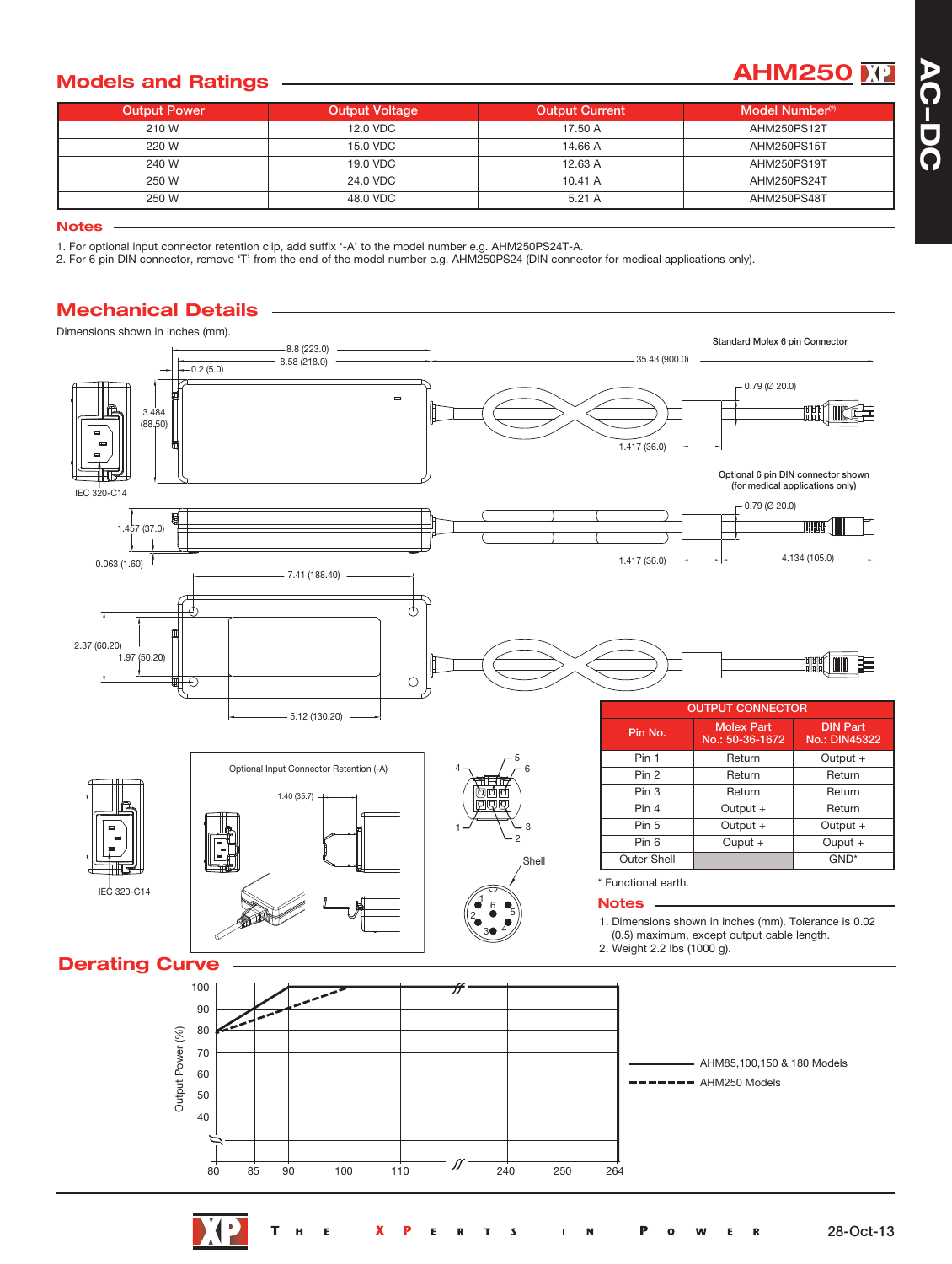## Models and Ratings

**AHM250**

| Output Power | Output Voltage | Output Current | Model Number[2] |
|---|---|---|---|
| 210 W | 12.0 VDC | 17.50 A | AHM250PS12T |
| 220 W | 15.0 VDC | 14.66 A | AHM250PS15T |
| 240 W | 19.0 VDC | 12.63 A | AHM250PS19T |
| 250 W | 24.0 VDC | 10.41 A | AHM250PS24T |
| 250 W | 48.0 VDC | 5.21 A | AHM250PS48T |

### Notes

1. For optional input connector retention clip, add suffix '-A' to the model number e.g. AHM250PS24T-A.
2. For 6 pin DIN connector, remove 'T' from the end of the model number e.g. AHM250PS24 (DIN connector for medical applications only).

## Mechanical Details

Dimensions shown in inches (mm).

Standard Molex 6 pin Connector

8.8 (223.0)
8.58 (218.0)
35.43 (900.0)
0.2 (5.0)
0.79 (Ø 20.0)
3.484 (88.50)
1.417 (36.0)
IEC 320-C14

Optional 6 pin DIN connector shown (for medical applications only)

0.79 (Ø 20.0)
1.457 (37.0)
0.063 (1.60)
1.417 (36.0)
4.134 (105.0)
7.41 (188.40)
2.37 (60.20)
1.97 (50.20)
5.12 (130.20)

Optional Input Connector Retention (-A)

1.40 (35.7)
IEC 320-C14
Shell

| OUTPUT CONNECTOR | | |
|---|---|---|
| Pin No. | Molex Part No.: 50-36-1672 | DIN Part No.: DIN45322 |
| Pin 1 | Return | Output + |
| Pin 2 | Return | Return |
| Pin 3 | Return | Return |
| Pin 4 | Output + | Return |
| Pin 5 | Output + | Output + |
| Pin 6 | Ouput + | Ouput + |
| Outer Shell | | GND* |

* Functional earth.

### Notes

1. Dimensions shown in inches (mm). Tolerance is 0.02 (0.5) maximum, except output cable length.
2. Weight 2.2 lbs (1000 g).

## Derating Curve

Output Power (%)
100
90
80
70
60
50
40
80
85
90
100
110
240
250
264

AHM85,100,150 & 180 Models
AHM250 Models

28-Oct-13